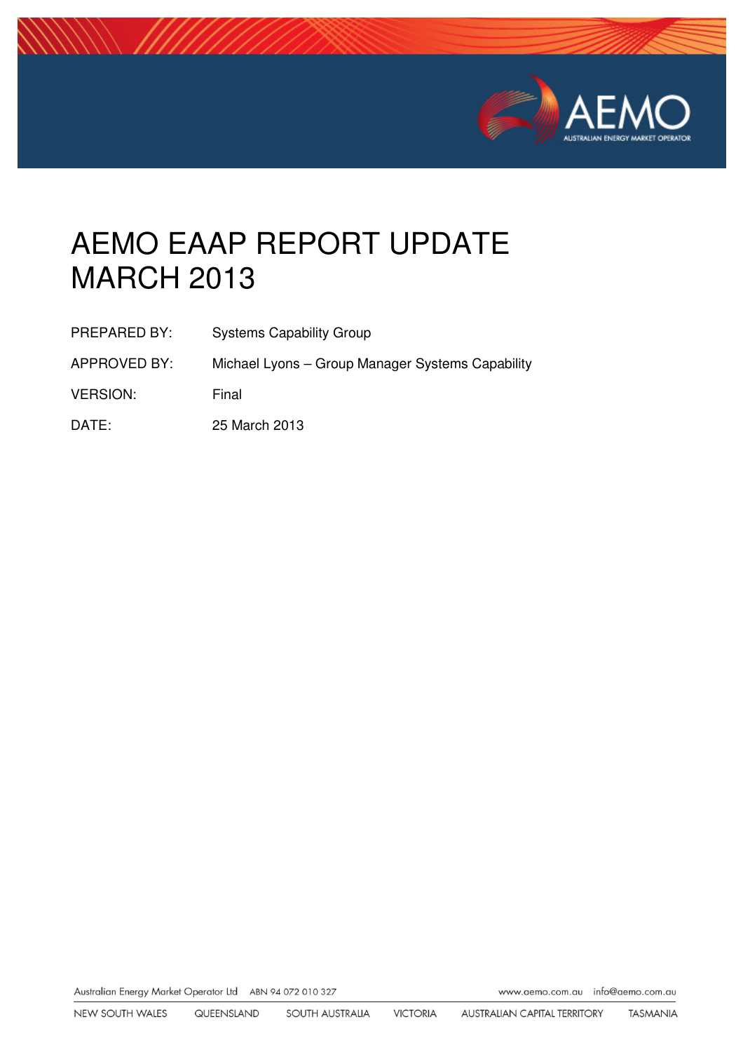# AEMO EAAP REPORT UPDATE MARCH 2013

| | |
|---|---|
| PREPARED BY: | Systems Capability Group |
| APPROVED BY: | Michael Lyons – Group Manager Systems Capability |
| VERSION: | Final |
| DATE: | 25 March 2013 |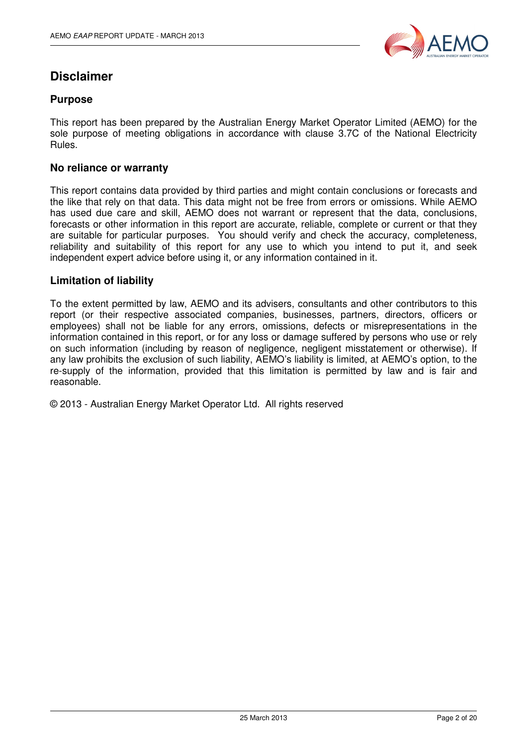# Disclaimer

## Purpose

This report has been prepared by the Australian Energy Market Operator Limited (AEMO) for the sole purpose of meeting obligations in accordance with clause 3.7C of the National Electricity Rules.

## No reliance or warranty

This report contains data provided by third parties and might contain conclusions or forecasts and the like that rely on that data. This data might not be free from errors or omissions. While AEMO has used due care and skill, AEMO does not warrant or represent that the data, conclusions, forecasts or other information in this report are accurate, reliable, complete or current or that they are suitable for particular purposes. You should verify and check the accuracy, completeness, reliability and suitability of this report for any use to which you intend to put it, and seek independent expert advice before using it, or any information contained in it.

## Limitation of liability

To the extent permitted by law, AEMO and its advisers, consultants and other contributors to this report (or their respective associated companies, businesses, partners, directors, officers or employees) shall not be liable for any errors, omissions, defects or misrepresentations in the information contained in this report, or for any loss or damage suffered by persons who use or rely on such information (including by reason of negligence, negligent misstatement or otherwise). If any law prohibits the exclusion of such liability, AEMO's liability is limited, at AEMO's option, to the re-supply of the information, provided that this limitation is permitted by law and is fair and reasonable.

© 2013 - Australian Energy Market Operator Ltd. All rights reserved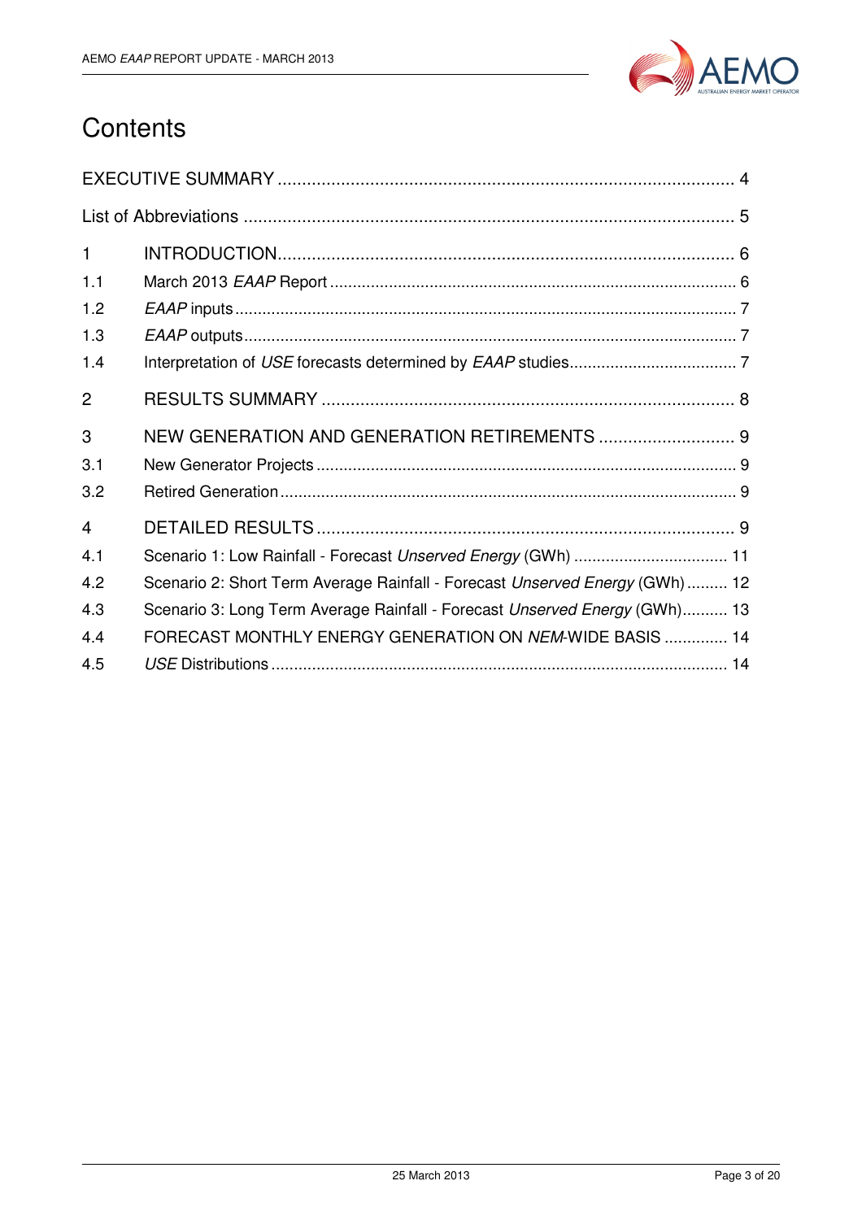# Contents

EXECUTIVE SUMMARY .......... 4

List of Abbreviations .......... 5

1 INTRODUCTION .......... 6

1.1 March 2013 *EAAP* Report .......... 6

1.2 *EAAP* inputs .......... 7

1.3 *EAAP* outputs .......... 7

1.4 Interpretation of *USE* forecasts determined by *EAAP* studies .......... 7

2 RESULTS SUMMARY .......... 8

3 NEW GENERATION AND GENERATION RETIREMENTS .......... 9

3.1 New Generator Projects .......... 9

3.2 Retired Generation .......... 9

4 DETAILED RESULTS .......... 9

4.1 Scenario 1: Low Rainfall - Forecast *Unserved Energy* (GWh) .......... 11

4.2 Scenario 2: Short Term Average Rainfall - Forecast *Unserved Energy* (GWh) .......... 12

4.3 Scenario 3: Long Term Average Rainfall - Forecast *Unserved Energy* (GWh) .......... 13

4.4 FORECAST MONTHLY ENERGY GENERATION ON *NEM*-WIDE BASIS .......... 14

4.5 *USE* Distributions .......... 14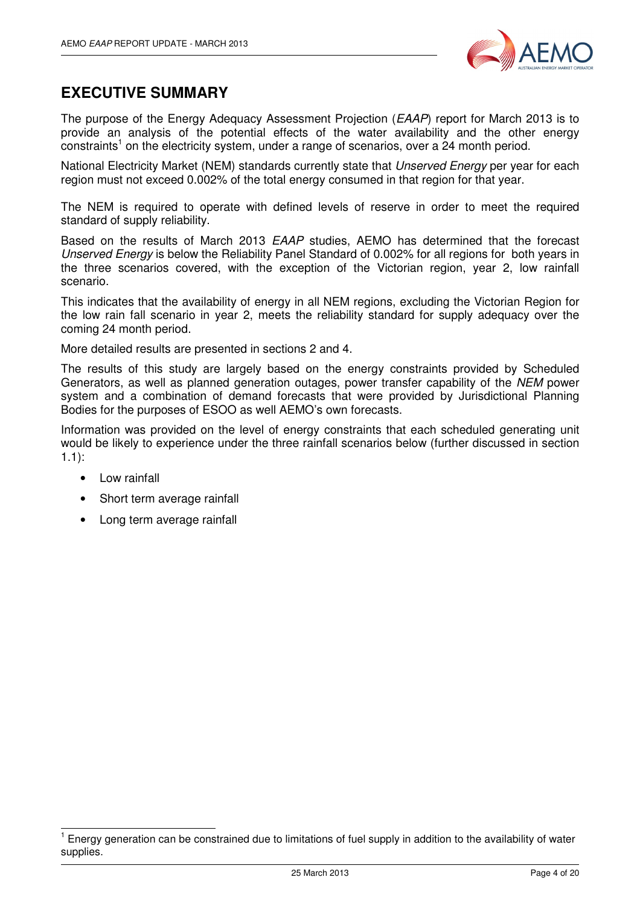# EXECUTIVE SUMMARY

The purpose of the Energy Adequacy Assessment Projection (*EAAP*) report for March 2013 is to provide an analysis of the potential effects of the water availability and the other energy constraints[1] on the electricity system, under a range of scenarios, over a 24 month period.

National Electricity Market (NEM) standards currently state that *Unserved Energy* per year for each region must not exceed 0.002% of the total energy consumed in that region for that year.

The NEM is required to operate with defined levels of reserve in order to meet the required standard of supply reliability.

Based on the results of March 2013 *EAAP* studies, AEMO has determined that the forecast *Unserved Energy* is below the Reliability Panel Standard of 0.002% for all regions for both years in the three scenarios covered, with the exception of the Victorian region, year 2, low rainfall scenario.

This indicates that the availability of energy in all NEM regions, excluding the Victorian Region for the low rain fall scenario in year 2, meets the reliability standard for supply adequacy over the coming 24 month period.

More detailed results are presented in sections 2 and 4.

The results of this study are largely based on the energy constraints provided by Scheduled Generators, as well as planned generation outages, power transfer capability of the *NEM* power system and a combination of demand forecasts that were provided by Jurisdictional Planning Bodies for the purposes of ESOO as well AEMO's own forecasts.

Information was provided on the level of energy constraints that each scheduled generating unit would be likely to experience under the three rainfall scenarios below (further discussed in section 1.1):

- Low rainfall
- Short term average rainfall
- Long term average rainfall

[1] Energy generation can be constrained due to limitations of fuel supply in addition to the availability of water supplies.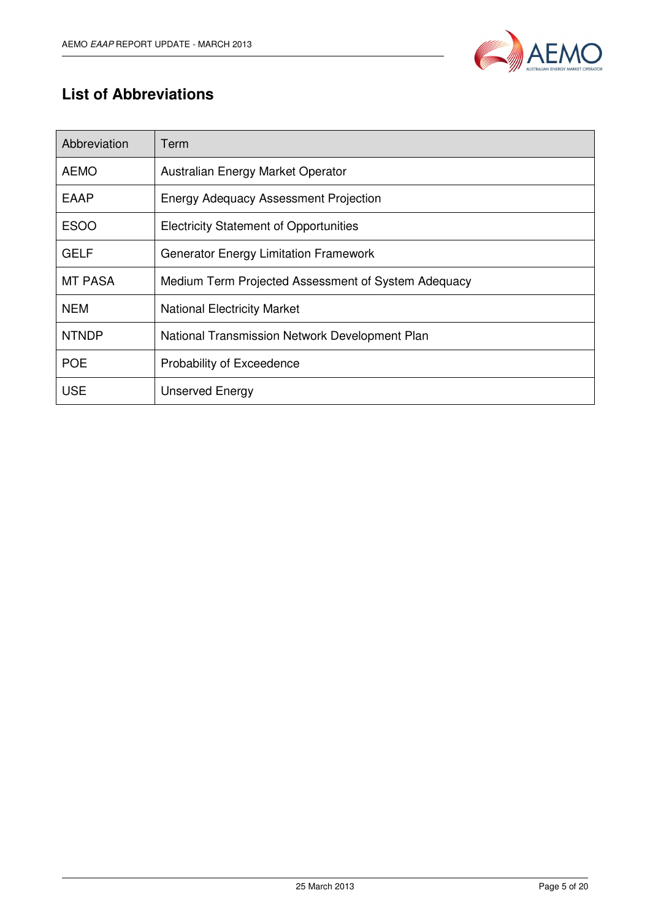## List of Abbreviations

| Abbreviation | Term |
| --- | --- |
| AEMO | Australian Energy Market Operator |
| EAAP | Energy Adequacy Assessment Projection |
| ESOO | Electricity Statement of Opportunities |
| GELF | Generator Energy Limitation Framework |
| MT PASA | Medium Term Projected Assessment of System Adequacy |
| NEM | National Electricity Market |
| NTNDP | National Transmission Network Development Plan |
| POE | Probability of Exceedence |
| USE | Unserved Energy |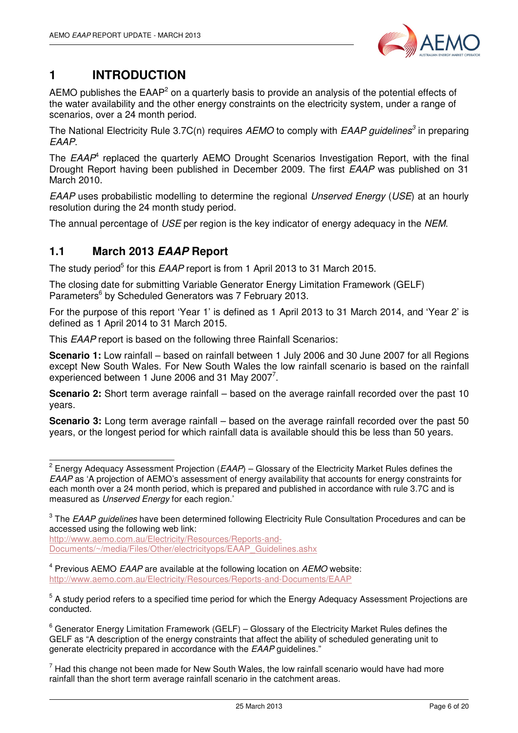# 1 INTRODUCTION

AEMO publishes the EAAP[2] on a quarterly basis to provide an analysis of the potential effects of the water availability and the other energy constraints on the electricity system, under a range of scenarios, over a 24 month period.

The National Electricity Rule 3.7C(n) requires *AEMO* to comply with *EAAP guidelines*[3] in preparing *EAAP*.

The *EAAP*[4] replaced the quarterly AEMO Drought Scenarios Investigation Report, with the final Drought Report having been published in December 2009. The first *EAAP* was published on 31 March 2010.

*EAAP* uses probabilistic modelling to determine the regional *Unserved Energy* (*USE*) at an hourly resolution during the 24 month study period.

The annual percentage of *USE* per region is the key indicator of energy adequacy in the *NEM*.

## 1.1 March 2013 *EAAP* Report

The study period[5] for this *EAAP* report is from 1 April 2013 to 31 March 2015.

The closing date for submitting Variable Generator Energy Limitation Framework (GELF) Parameters[6] by Scheduled Generators was 7 February 2013.

For the purpose of this report 'Year 1' is defined as 1 April 2013 to 31 March 2014, and 'Year 2' is defined as 1 April 2014 to 31 March 2015.

This *EAAP* report is based on the following three Rainfall Scenarios:

**Scenario 1:** Low rainfall – based on rainfall between 1 July 2006 and 30 June 2007 for all Regions except New South Wales. For New South Wales the low rainfall scenario is based on the rainfall experienced between 1 June 2006 and 31 May 2007[7].

**Scenario 2:** Short term average rainfall – based on the average rainfall recorded over the past 10 years.

**Scenario 3:** Long term average rainfall – based on the average rainfall recorded over the past 50 years, or the longest period for which rainfall data is available should this be less than 50 years.

---

[2] Energy Adequacy Assessment Projection (*EAAP*) – Glossary of the Electricity Market Rules defines the *EAAP* as 'A projection of AEMO's assessment of energy availability that accounts for energy constraints for each month over a 24 month period, which is prepared and published in accordance with rule 3.7C and is measured as *Unserved Energy* for each region.'

[3] The *EAAP guidelines* have been determined following Electricity Rule Consultation Procedures and can be accessed using the following web link: http://www.aemo.com.au/Electricity/Resources/Reports-and-Documents/~/media/Files/Other/electricityops/EAAP_Guidelines.ashx

[4] Previous AEMO *EAAP* are available at the following location on *AEMO* website: http://www.aemo.com.au/Electricity/Resources/Reports-and-Documents/EAAP

[5] A study period refers to a specified time period for which the Energy Adequacy Assessment Projections are conducted.

[6] Generator Energy Limitation Framework (GELF) – Glossary of the Electricity Market Rules defines the GELF as "A description of the energy constraints that affect the ability of scheduled generating unit to generate electricity prepared in accordance with the *EAAP* guidelines."

[7] Had this change not been made for New South Wales, the low rainfall scenario would have had more rainfall than the short term average rainfall scenario in the catchment areas.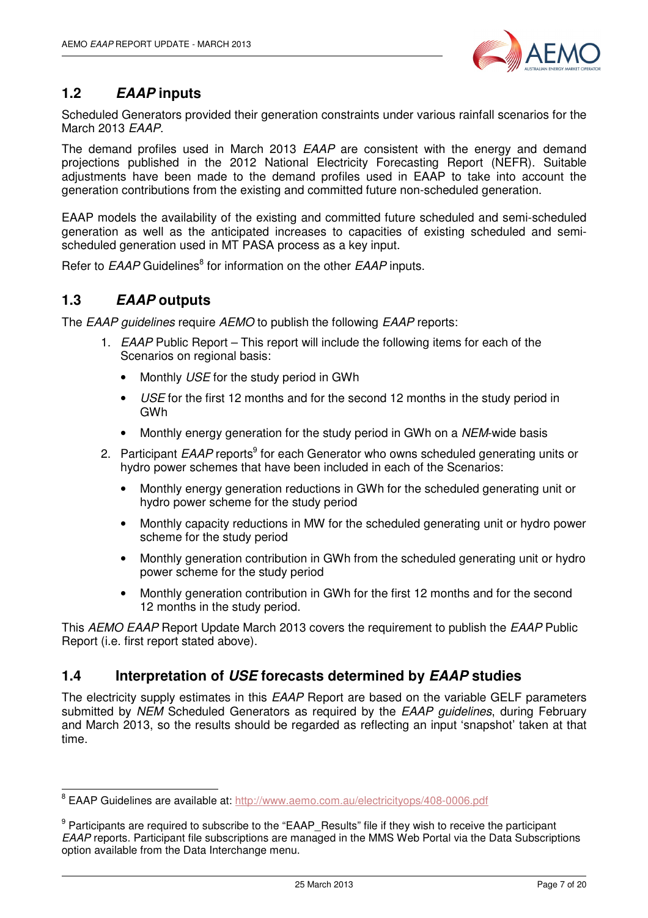## 1.2 *EAAP* inputs

Scheduled Generators provided their generation constraints under various rainfall scenarios for the March 2013 *EAAP*.

The demand profiles used in March 2013 *EAAP* are consistent with the energy and demand projections published in the 2012 National Electricity Forecasting Report (NEFR). Suitable adjustments have been made to the demand profiles used in EAAP to take into account the generation contributions from the existing and committed future non-scheduled generation.

EAAP models the availability of the existing and committed future scheduled and semi-scheduled generation as well as the anticipated increases to capacities of existing scheduled and semi-scheduled generation used in MT PASA process as a key input.

Refer to *EAAP* Guidelines[8] for information on the other *EAAP* inputs.

## 1.3 *EAAP* outputs

The *EAAP guidelines* require *AEMO* to publish the following *EAAP* reports:

1. *EAAP* Public Report – This report will include the following items for each of the Scenarios on regional basis:
   - Monthly *USE* for the study period in GWh
   - *USE* for the first 12 months and for the second 12 months in the study period in GWh
   - Monthly energy generation for the study period in GWh on a *NEM*-wide basis
2. Participant *EAAP* reports[9] for each Generator who owns scheduled generating units or hydro power schemes that have been included in each of the Scenarios:
   - Monthly energy generation reductions in GWh for the scheduled generating unit or hydro power scheme for the study period
   - Monthly capacity reductions in MW for the scheduled generating unit or hydro power scheme for the study period
   - Monthly generation contribution in GWh from the scheduled generating unit or hydro power scheme for the study period
   - Monthly generation contribution in GWh for the first 12 months and for the second 12 months in the study period.

This *AEMO EAAP* Report Update March 2013 covers the requirement to publish the *EAAP* Public Report (i.e. first report stated above).

## 1.4 Interpretation of *USE* forecasts determined by *EAAP* studies

The electricity supply estimates in this *EAAP* Report are based on the variable GELF parameters submitted by *NEM* Scheduled Generators as required by the *EAAP guidelines*, during February and March 2013, so the results should be regarded as reflecting an input 'snapshot' taken at that time.

---

[8] EAAP Guidelines are available at: http://www.aemo.com.au/electricityops/408-0006.pdf

[9] Participants are required to subscribe to the "EAAP_Results" file if they wish to receive the participant *EAAP* reports. Participant file subscriptions are managed in the MMS Web Portal via the Data Subscriptions option available from the Data Interchange menu.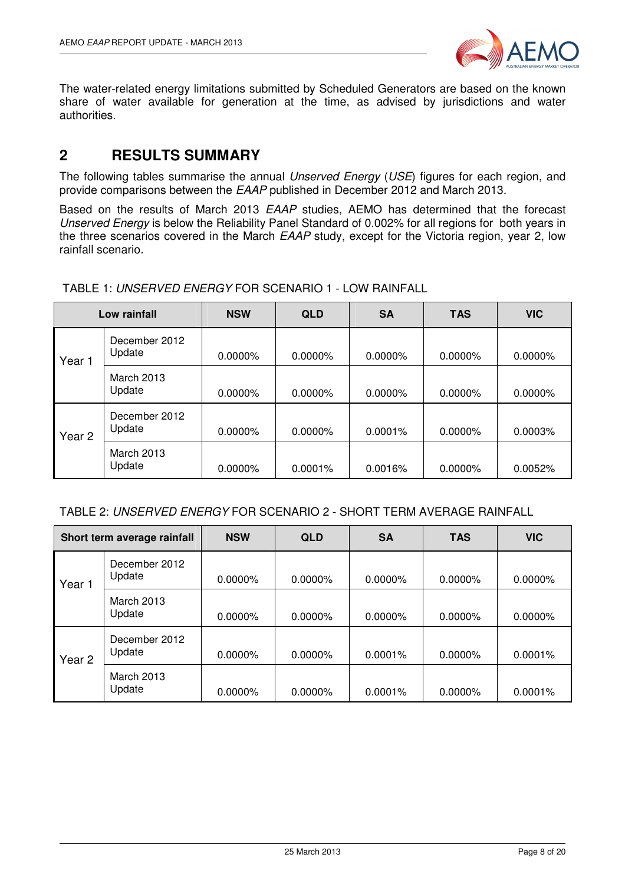The water-related energy limitations submitted by Scheduled Generators are based on the known share of water available for generation at the time, as advised by jurisdictions and water authorities.

# 2 RESULTS SUMMARY

The following tables summarise the annual *Unserved Energy* (*USE*) figures for each region, and provide comparisons between the *EAAP* published in December 2012 and March 2013.

Based on the results of March 2013 *EAAP* studies, AEMO has determined that the forecast *Unserved Energy* is below the Reliability Panel Standard of 0.002% for all regions for both years in the three scenarios covered in the March *EAAP* study, except for the Victoria region, year 2, low rainfall scenario.

TABLE 1: *UNSERVED ENERGY* FOR SCENARIO 1 - LOW RAINFALL

| Low rainfall | | NSW | QLD | SA | TAS | VIC |
|---|---|---|---|---|---|---|
| Year 1 | December 2012 Update | 0.0000% | 0.0000% | 0.0000% | 0.0000% | 0.0000% |
| | March 2013 Update | 0.0000% | 0.0000% | 0.0000% | 0.0000% | 0.0000% |
| Year 2 | December 2012 Update | 0.0000% | 0.0000% | 0.0001% | 0.0000% | 0.0003% |
| | March 2013 Update | 0.0000% | 0.0001% | 0.0016% | 0.0000% | 0.0052% |

TABLE 2: *UNSERVED ENERGY* FOR SCENARIO 2 - SHORT TERM AVERAGE RAINFALL

| Short term average rainfall | | NSW | QLD | SA | TAS | VIC |
|---|---|---|---|---|---|---|
| Year 1 | December 2012 Update | 0.0000% | 0.0000% | 0.0000% | 0.0000% | 0.0000% |
| | March 2013 Update | 0.0000% | 0.0000% | 0.0000% | 0.0000% | 0.0000% |
| Year 2 | December 2012 Update | 0.0000% | 0.0000% | 0.0001% | 0.0000% | 0.0001% |
| | March 2013 Update | 0.0000% | 0.0000% | 0.0001% | 0.0000% | 0.0001% |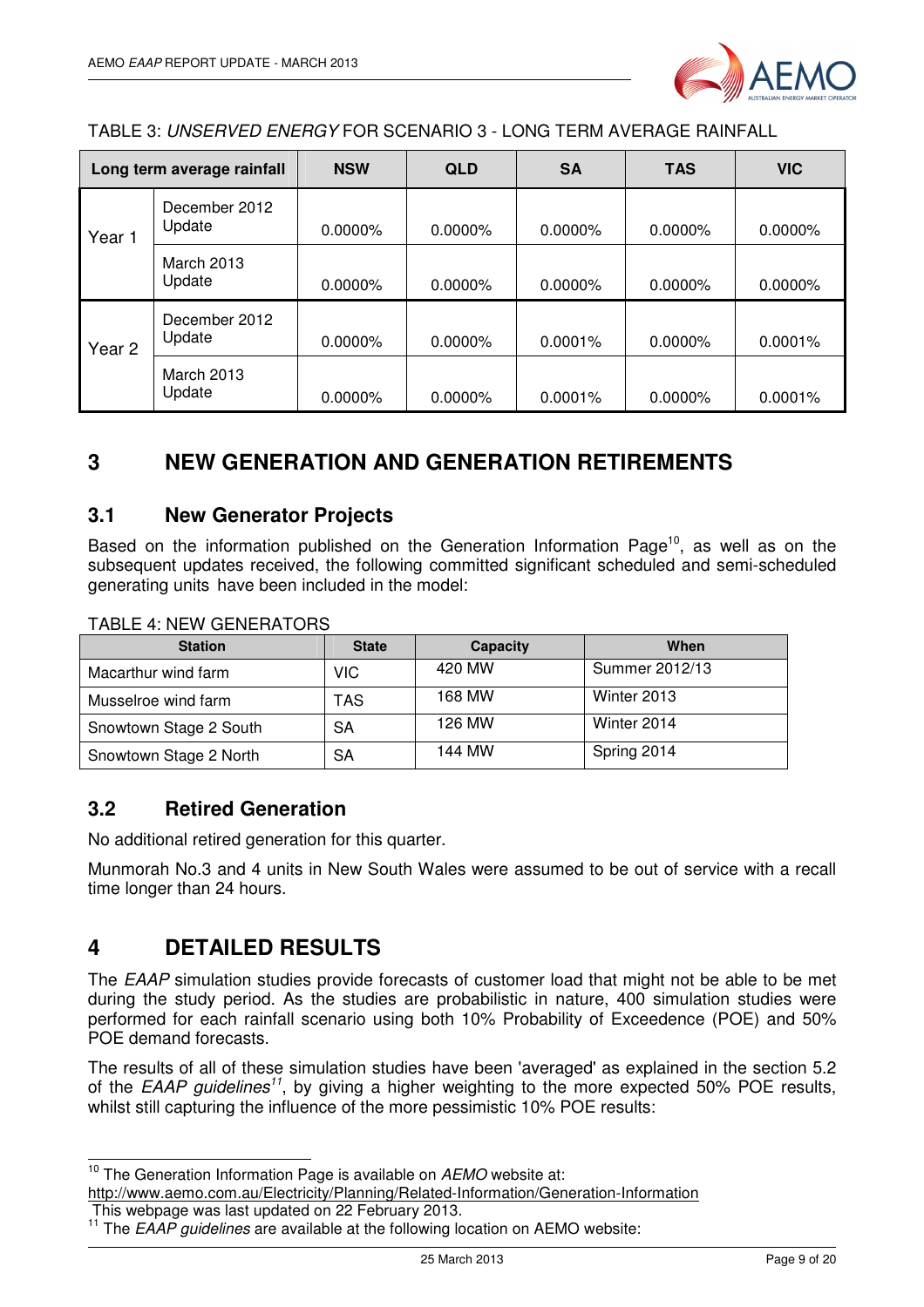TABLE 3: *UNSERVED ENERGY* FOR SCENARIO 3 - LONG TERM AVERAGE RAINFALL

| Long term average rainfall | | NSW | QLD | SA | TAS | VIC |
|---|---|---|---|---|---|---|
| Year 1 | December 2012 Update | 0.0000% | 0.0000% | 0.0000% | 0.0000% | 0.0000% |
| | March 2013 Update | 0.0000% | 0.0000% | 0.0000% | 0.0000% | 0.0000% |
| Year 2 | December 2012 Update | 0.0000% | 0.0000% | 0.0001% | 0.0000% | 0.0001% |
| | March 2013 Update | 0.0000% | 0.0000% | 0.0001% | 0.0000% | 0.0001% |

# 3 NEW GENERATION AND GENERATION RETIREMENTS

## 3.1 New Generator Projects

Based on the information published on the Generation Information Page[10], as well as on the subsequent updates received, the following committed significant scheduled and semi-scheduled generating units have been included in the model:

TABLE 4: NEW GENERATORS

| Station | State | Capacity | When |
|---|---|---|---|
| Macarthur wind farm | VIC | 420 MW | Summer 2012/13 |
| Musselroe wind farm | TAS | 168 MW | Winter 2013 |
| Snowtown Stage 2 South | SA | 126 MW | Winter 2014 |
| Snowtown Stage 2 North | SA | 144 MW | Spring 2014 |

## 3.2 Retired Generation

No additional retired generation for this quarter.

Munmorah No.3 and 4 units in New South Wales were assumed to be out of service with a recall time longer than 24 hours.

# 4 DETAILED RESULTS

The *EAAP* simulation studies provide forecasts of customer load that might not be able to be met during the study period. As the studies are probabilistic in nature, 400 simulation studies were performed for each rainfall scenario using both 10% Probability of Exceedence (POE) and 50% POE demand forecasts.

The results of all of these simulation studies have been 'averaged' as explained in the section 5.2 of the *EAAP guidelines*[11], by giving a higher weighting to the more expected 50% POE results, whilst still capturing the influence of the more pessimistic 10% POE results:

[10] The Generation Information Page is available on *AEMO* website at: http://www.aemo.com.au/Electricity/Planning/Related-Information/Generation-Information This webpage was last updated on 22 February 2013.

[11] The *EAAP guidelines* are available at the following location on AEMO website: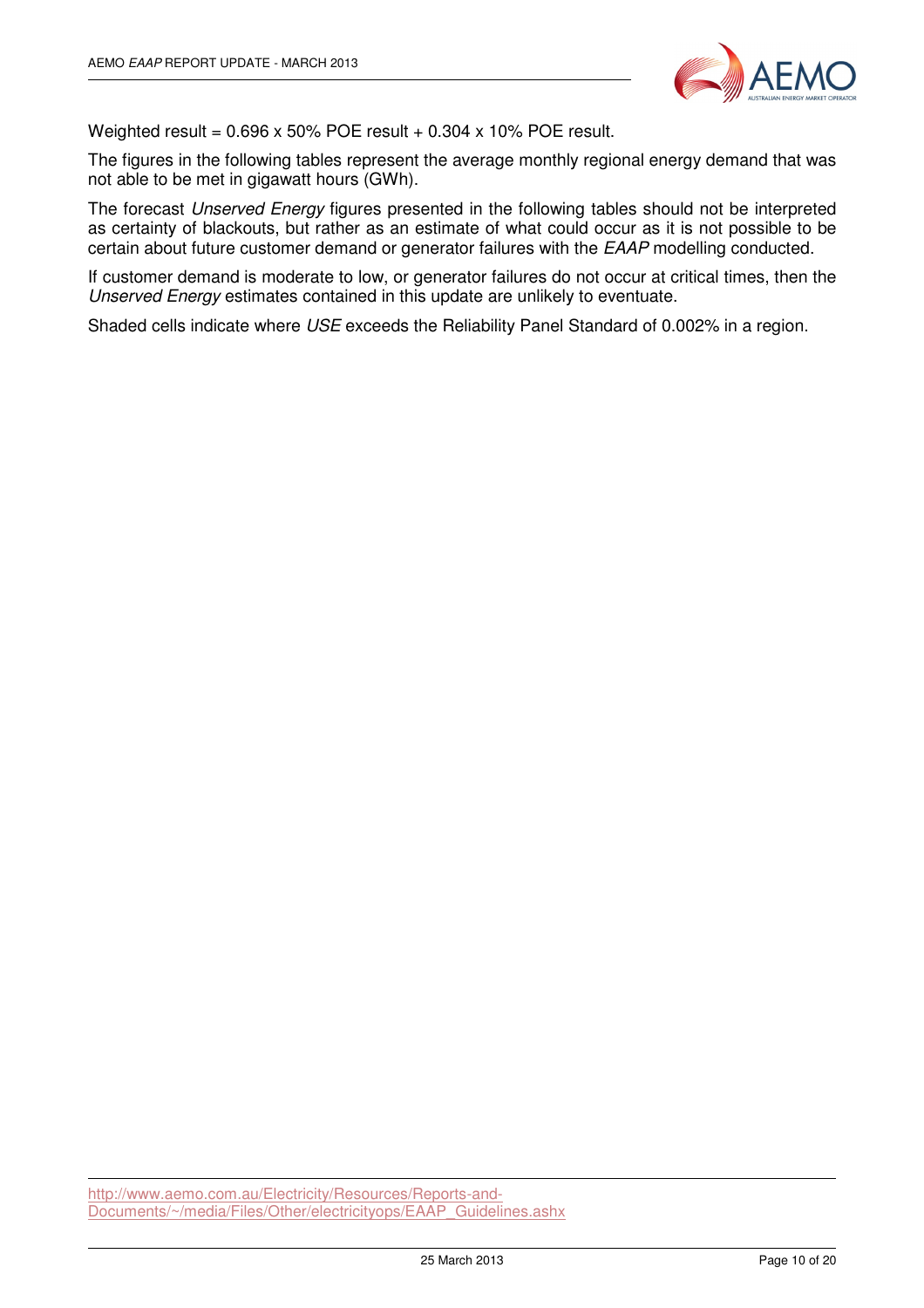Weighted result = 0.696 x 50% POE result + 0.304 x 10% POE result.

The figures in the following tables represent the average monthly regional energy demand that was not able to be met in gigawatt hours (GWh).

The forecast *Unserved Energy* figures presented in the following tables should not be interpreted as certainty of blackouts, but rather as an estimate of what could occur as it is not possible to be certain about future customer demand or generator failures with the *EAAP* modelling conducted.

If customer demand is moderate to low, or generator failures do not occur at critical times, then the *Unserved Energy* estimates contained in this update are unlikely to eventuate.

Shaded cells indicate where *USE* exceeds the Reliability Panel Standard of 0.002% in a region.

---

http://www.aemo.com.au/Electricity/Resources/Reports-and-Documents/~/media/Files/Other/electricityops/EAAP_Guidelines.ashx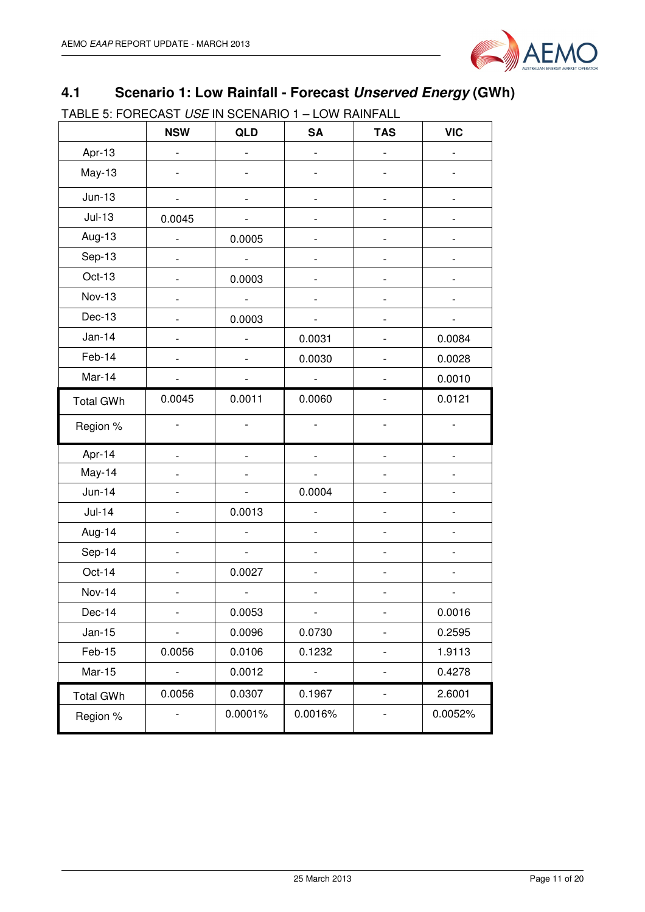## 4.1 Scenario 1: Low Rainfall - Forecast *Unserved Energy* (GWh)

TABLE 5: FORECAST *USE* IN SCENARIO 1 – LOW RAINFALL

| | NSW | QLD | SA | TAS | VIC |
|---|---|---|---|---|---|
| Apr-13 | - | - | - | - | - |
| May-13 | - | - | - | - | - |
| Jun-13 | - | - | - | - | - |
| Jul-13 | 0.0045 | - | - | - | - |
| Aug-13 | - | 0.0005 | - | - | - |
| Sep-13 | - | - | - | - | - |
| Oct-13 | - | 0.0003 | - | - | - |
| Nov-13 | - | - | - | - | - |
| Dec-13 | - | 0.0003 | - | - | - |
| Jan-14 | - | - | 0.0031 | - | 0.0084 |
| Feb-14 | - | - | 0.0030 | - | 0.0028 |
| Mar-14 | - | - | - | - | 0.0010 |
| Total GWh | 0.0045 | 0.0011 | 0.0060 | - | 0.0121 |
| Region % | - | - | - | - | - |
| Apr-14 | - | - | - | - | - |
| May-14 | - | - | - | - | - |
| Jun-14 | - | - | 0.0004 | - | - |
| Jul-14 | - | 0.0013 | - | - | - |
| Aug-14 | - | - | - | - | - |
| Sep-14 | - | - | - | - | - |
| Oct-14 | - | 0.0027 | - | - | - |
| Nov-14 | - | - | - | - | - |
| Dec-14 | - | 0.0053 | - | - | 0.0016 |
| Jan-15 | - | 0.0096 | 0.0730 | - | 0.2595 |
| Feb-15 | 0.0056 | 0.0106 | 0.1232 | - | 1.9113 |
| Mar-15 | - | 0.0012 | - | - | 0.4278 |
| Total GWh | 0.0056 | 0.0307 | 0.1967 | - | 2.6001 |
| Region % | - | 0.0001% | 0.0016% | - | 0.0052% |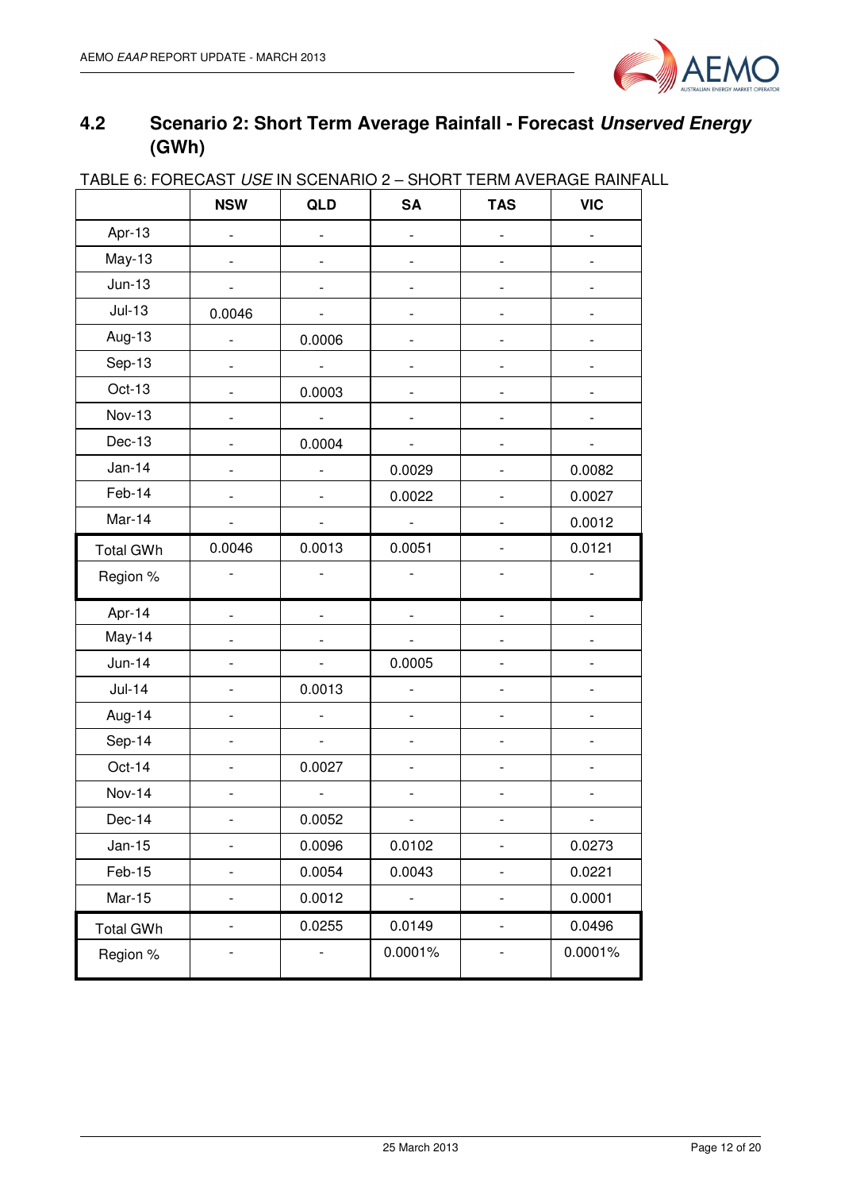## 4.2 Scenario 2: Short Term Average Rainfall - Forecast *Unserved Energy* (GWh)

TABLE 6: FORECAST *USE* IN SCENARIO 2 – SHORT TERM AVERAGE RAINFALL

| | NSW | QLD | SA | TAS | VIC |
|---|---|---|---|---|---|
| Apr-13 | - | - | - | - | - |
| May-13 | - | - | - | - | - |
| Jun-13 | - | - | - | - | - |
| Jul-13 | 0.0046 | - | - | - | - |
| Aug-13 | - | 0.0006 | - | - | - |
| Sep-13 | - | - | - | - | - |
| Oct-13 | - | 0.0003 | - | - | - |
| Nov-13 | - | - | - | - | - |
| Dec-13 | - | 0.0004 | - | - | - |
| Jan-14 | - | - | 0.0029 | - | 0.0082 |
| Feb-14 | - | - | 0.0022 | - | 0.0027 |
| Mar-14 | - | - | - | - | 0.0012 |
| Total GWh | 0.0046 | 0.0013 | 0.0051 | - | 0.0121 |
| Region % | - | - | - | - | - |
| Apr-14 | - | - | - | - | - |
| May-14 | - | - | - | - | - |
| Jun-14 | - | - | 0.0005 | - | - |
| Jul-14 | - | 0.0013 | - | - | - |
| Aug-14 | - | - | - | - | - |
| Sep-14 | - | - | - | - | - |
| Oct-14 | - | 0.0027 | - | - | - |
| Nov-14 | - | - | - | - | - |
| Dec-14 | - | 0.0052 | - | - | - |
| Jan-15 | - | 0.0096 | 0.0102 | - | 0.0273 |
| Feb-15 | - | 0.0054 | 0.0043 | - | 0.0221 |
| Mar-15 | - | 0.0012 | - | - | 0.0001 |
| Total GWh | - | 0.0255 | 0.0149 | - | 0.0496 |
| Region % | - | - | 0.0001% | - | 0.0001% |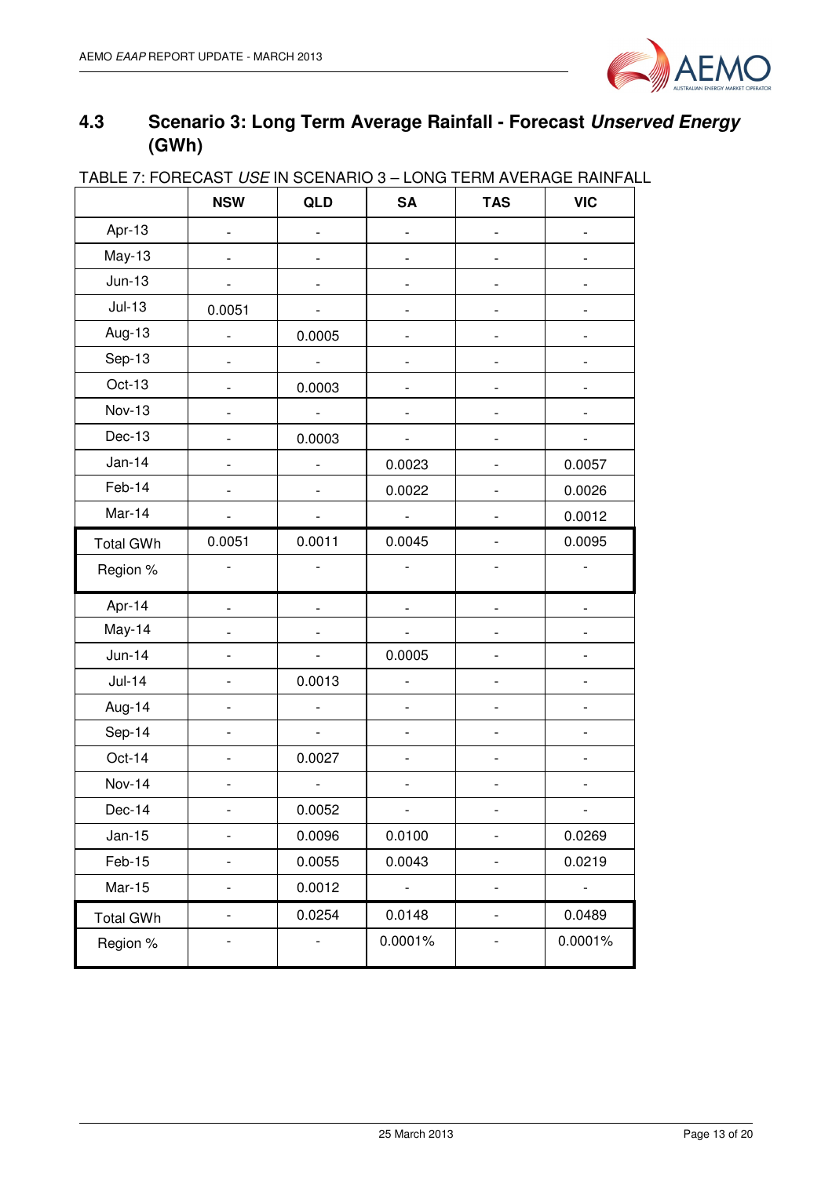## 4.3 Scenario 3: Long Term Average Rainfall - Forecast *Unserved Energy* (GWh)

TABLE 7: FORECAST *USE* IN SCENARIO 3 – LONG TERM AVERAGE RAINFALL

| | NSW | QLD | SA | TAS | VIC |
|---|---|---|---|---|---|
| Apr-13 | - | - | - | - | - |
| May-13 | - | - | - | - | - |
| Jun-13 | - | - | - | - | - |
| Jul-13 | 0.0051 | - | - | - | - |
| Aug-13 | - | 0.0005 | - | - | - |
| Sep-13 | - | - | - | - | - |
| Oct-13 | - | 0.0003 | - | - | - |
| Nov-13 | - | - | - | - | - |
| Dec-13 | - | 0.0003 | - | - | - |
| Jan-14 | - | - | 0.0023 | - | 0.0057 |
| Feb-14 | - | - | 0.0022 | - | 0.0026 |
| Mar-14 | - | - | - | - | 0.0012 |
| Total GWh | 0.0051 | 0.0011 | 0.0045 | - | 0.0095 |
| Region % | - | - | - | - | - |
| Apr-14 | - | - | - | - | - |
| May-14 | - | - | - | - | - |
| Jun-14 | - | - | 0.0005 | - | - |
| Jul-14 | - | 0.0013 | - | - | - |
| Aug-14 | - | - | - | - | - |
| Sep-14 | - | - | - | - | - |
| Oct-14 | - | 0.0027 | - | - | - |
| Nov-14 | - | - | - | - | - |
| Dec-14 | - | 0.0052 | - | - | - |
| Jan-15 | - | 0.0096 | 0.0100 | - | 0.0269 |
| Feb-15 | - | 0.0055 | 0.0043 | - | 0.0219 |
| Mar-15 | - | 0.0012 | - | - | - |
| Total GWh | - | 0.0254 | 0.0148 | - | 0.0489 |
| Region % | - | - | 0.0001% | - | 0.0001% |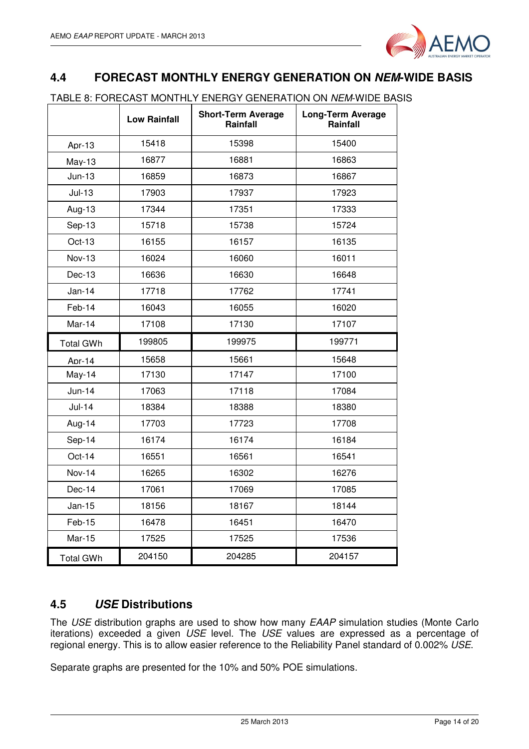## 4.4 FORECAST MONTHLY ENERGY GENERATION ON *NEM*-WIDE BASIS

TABLE 8: FORECAST MONTHLY ENERGY GENERATION ON *NEM*-WIDE BASIS

| | Low Rainfall | Short-Term Average Rainfall | Long-Term Average Rainfall |
|---|---|---|---|
| Apr-13 | 15418 | 15398 | 15400 |
| May-13 | 16877 | 16881 | 16863 |
| Jun-13 | 16859 | 16873 | 16867 |
| Jul-13 | 17903 | 17937 | 17923 |
| Aug-13 | 17344 | 17351 | 17333 |
| Sep-13 | 15718 | 15738 | 15724 |
| Oct-13 | 16155 | 16157 | 16135 |
| Nov-13 | 16024 | 16060 | 16011 |
| Dec-13 | 16636 | 16630 | 16648 |
| Jan-14 | 17718 | 17762 | 17741 |
| Feb-14 | 16043 | 16055 | 16020 |
| Mar-14 | 17108 | 17130 | 17107 |
| Total GWh | 199805 | 199975 | 199771 |
| Apr-14 | 15658 | 15661 | 15648 |
| May-14 | 17130 | 17147 | 17100 |
| Jun-14 | 17063 | 17118 | 17084 |
| Jul-14 | 18384 | 18388 | 18380 |
| Aug-14 | 17703 | 17723 | 17708 |
| Sep-14 | 16174 | 16174 | 16184 |
| Oct-14 | 16551 | 16561 | 16541 |
| Nov-14 | 16265 | 16302 | 16276 |
| Dec-14 | 17061 | 17069 | 17085 |
| Jan-15 | 18156 | 18167 | 18144 |
| Feb-15 | 16478 | 16451 | 16470 |
| Mar-15 | 17525 | 17525 | 17536 |
| Total GWh | 204150 | 204285 | 204157 |

## 4.5 *USE* Distributions

The *USE* distribution graphs are used to show how many *EAAP* simulation studies (Monte Carlo iterations) exceeded a given *USE* level. The *USE* values are expressed as a percentage of regional energy. This is to allow easier reference to the Reliability Panel standard of 0.002% *USE*.

Separate graphs are presented for the 10% and 50% POE simulations.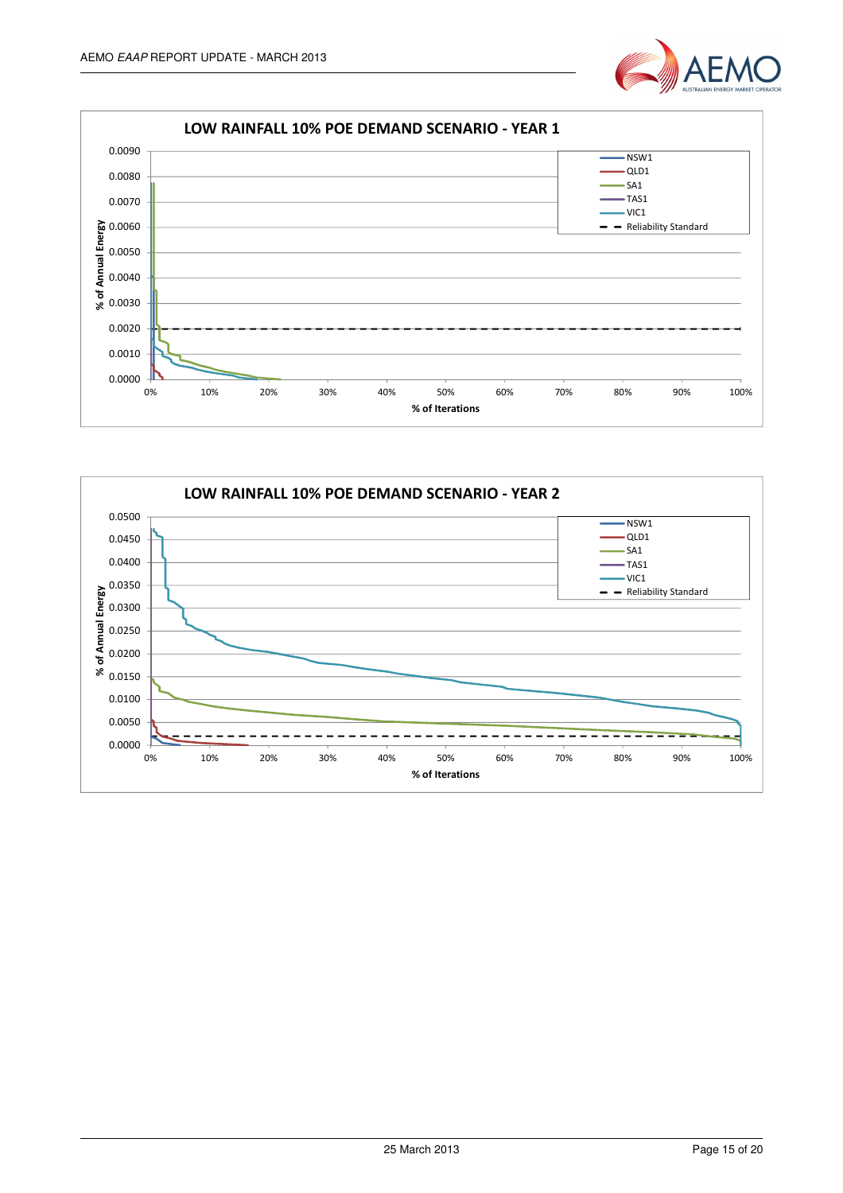## LOW RAINFALL 10% POE DEMAND SCENARIO - YEAR 1

% of Annual Energy (0.0000 – 0.0090) vs % of Iterations (0% – 100%)

Legend: NSW1, QLD1, SA1, TAS1, VIC1, Reliability Standard

## LOW RAINFALL 10% POE DEMAND SCENARIO - YEAR 2

% of Annual Energy (0.0000 – 0.0500) vs % of Iterations (0% – 100%)

Legend: NSW1, QLD1, SA1, TAS1, VIC1, Reliability Standard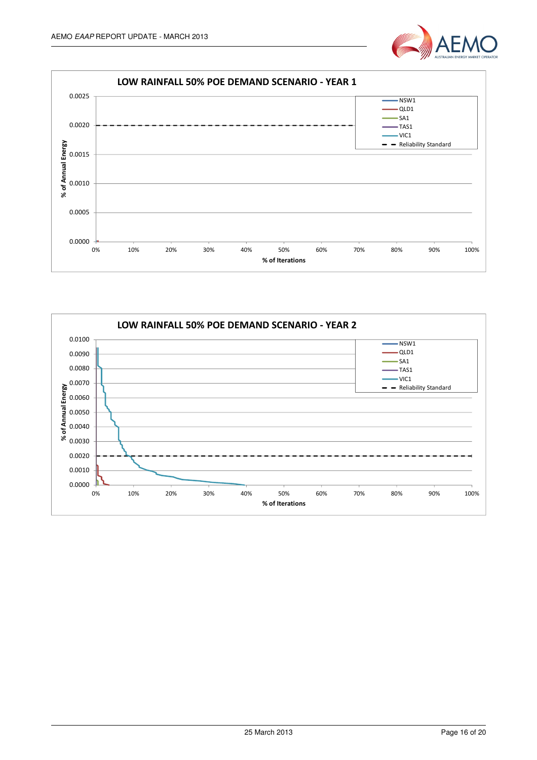**LOW RAINFALL 50% POE DEMAND SCENARIO - YEAR 1**

% of Annual Energy (y-axis: 0.0000 – 0.0025); % of Iterations (x-axis: 0% – 100%)

Legend: NSW1, QLD1, SA1, TAS1, VIC1, Reliability Standard

**LOW RAINFALL 50% POE DEMAND SCENARIO - YEAR 2**

% of Annual Energy (y-axis: 0.0000 – 0.0100); % of Iterations (x-axis: 0% – 100%)

Legend: NSW1, QLD1, SA1, TAS1, VIC1, Reliability Standard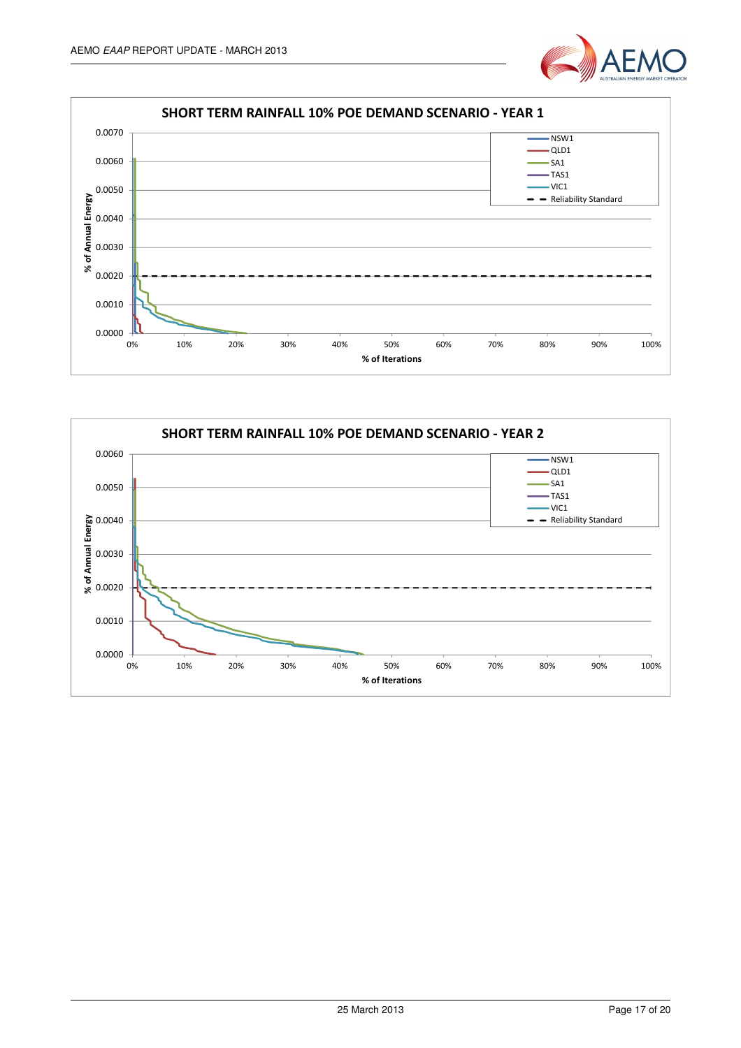**SHORT TERM RAINFALL 10% POE DEMAND SCENARIO - YEAR 1**

**SHORT TERM RAINFALL 10% POE DEMAND SCENARIO - YEAR 2**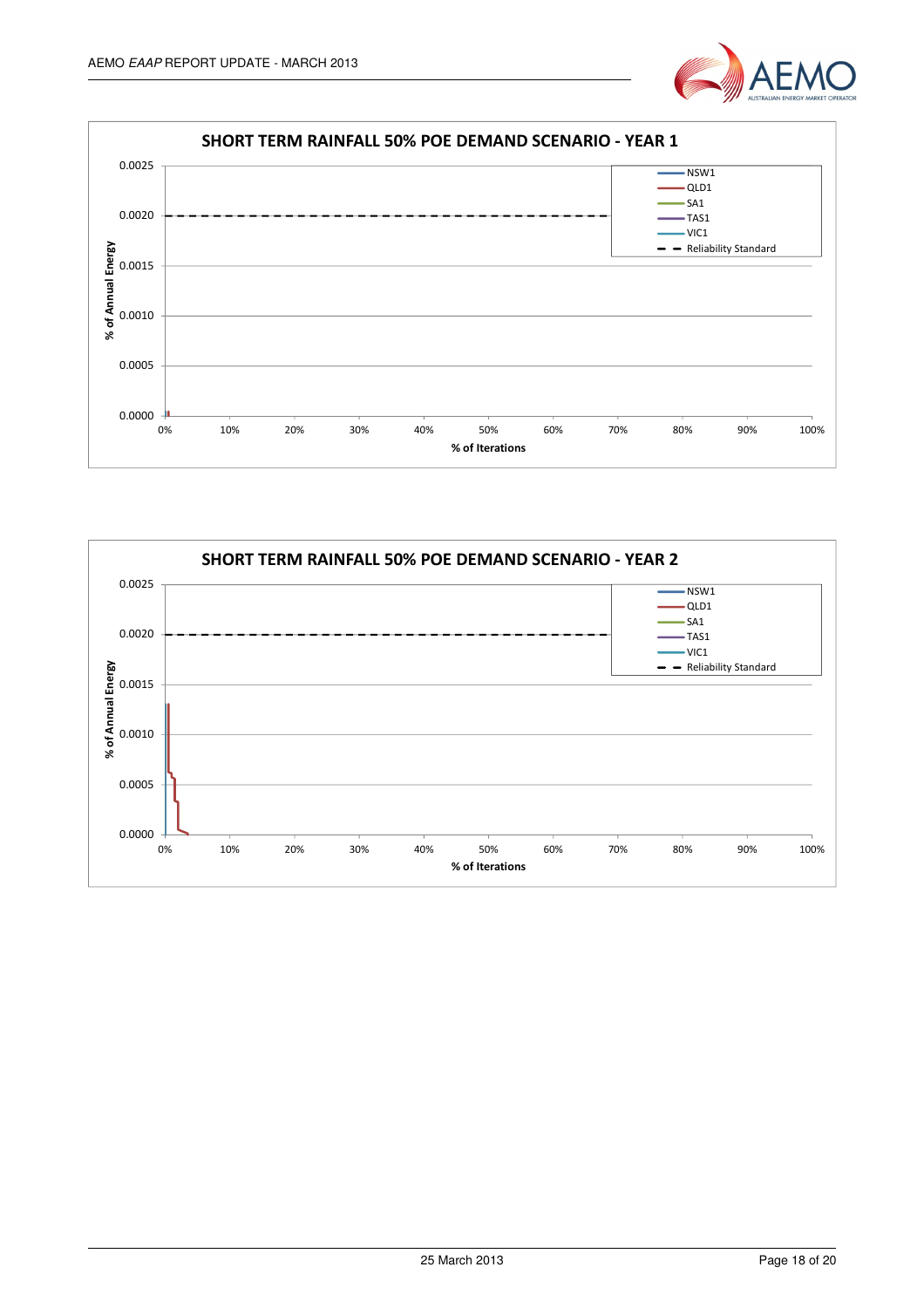**SHORT TERM RAINFALL 50% POE DEMAND SCENARIO - YEAR 1**

% of Annual Energy (0.0000–0.0025) vs % of Iterations (0%–100%)

Legend: NSW1, QLD1, SA1, TAS1, VIC1, Reliability Standard

**SHORT TERM RAINFALL 50% POE DEMAND SCENARIO - YEAR 2**

% of Annual Energy (0.0000–0.0025) vs % of Iterations (0%–100%)

Legend: NSW1, QLD1, SA1, TAS1, VIC1, Reliability Standard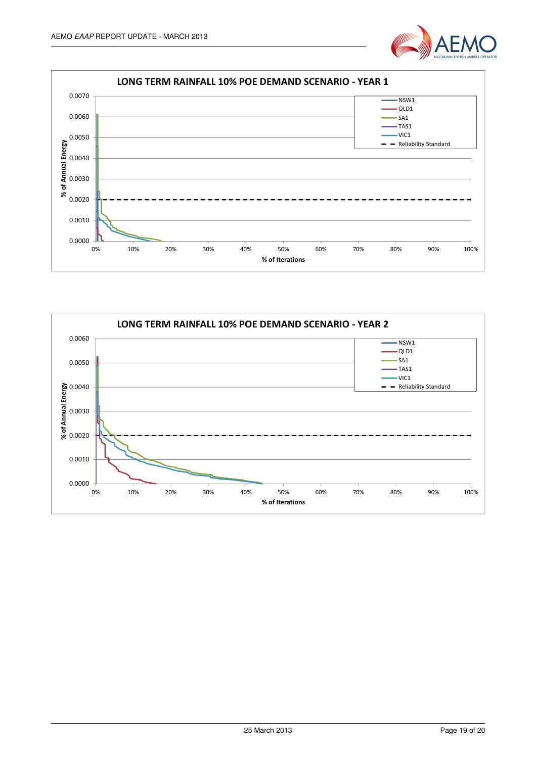**LONG TERM RAINFALL 10% POE DEMAND SCENARIO - YEAR 1**

% of Annual Energy

0.0070
0.0060
0.0050
0.0040
0.0030
0.0020
0.0010
0.0000

0% 10% 20% 30% 40% 50% 60% 70% 80% 90% 100%

% of Iterations

- NSW1
- QLD1
- SA1
- TAS1
- VIC1
- Reliability Standard

**LONG TERM RAINFALL 10% POE DEMAND SCENARIO - YEAR 2**

% of Annual Energy

0.0060
0.0050
0.0040
0.0030
0.0020
0.0010
0.0000

0% 10% 20% 30% 40% 50% 60% 70% 80% 90% 100%

% of Iterations

- NSW1
- QLD1
- SA1
- TAS1
- VIC1
- Reliability Standard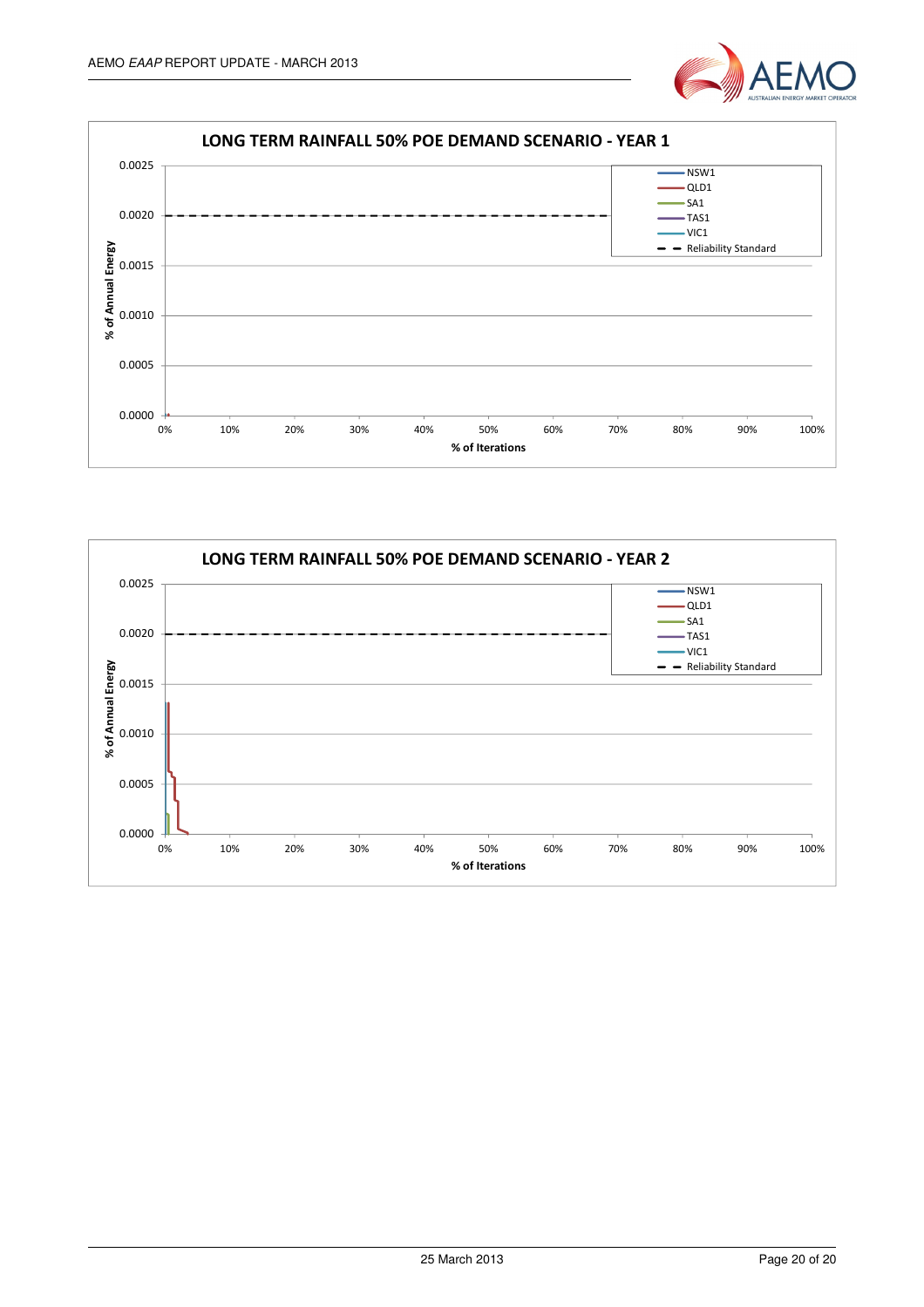LONG TERM RAINFALL 50% POE DEMAND SCENARIO - YEAR 1

0.0025
0.0020
0.0015
0.0010
0.0005
0.0000

% of Annual Energy

0% 10% 20% 30% 40% 50% 60% 70% 80% 90% 100%

% of Iterations

NSW1
QLD1
SA1
TAS1
VIC1
Reliability Standard

LONG TERM RAINFALL 50% POE DEMAND SCENARIO - YEAR 2

0.0025
0.0020
0.0015
0.0010
0.0005
0.0000

% of Annual Energy

0% 10% 20% 30% 40% 50% 60% 70% 80% 90% 100%

% of Iterations

NSW1
QLD1
SA1
TAS1
VIC1
Reliability Standard